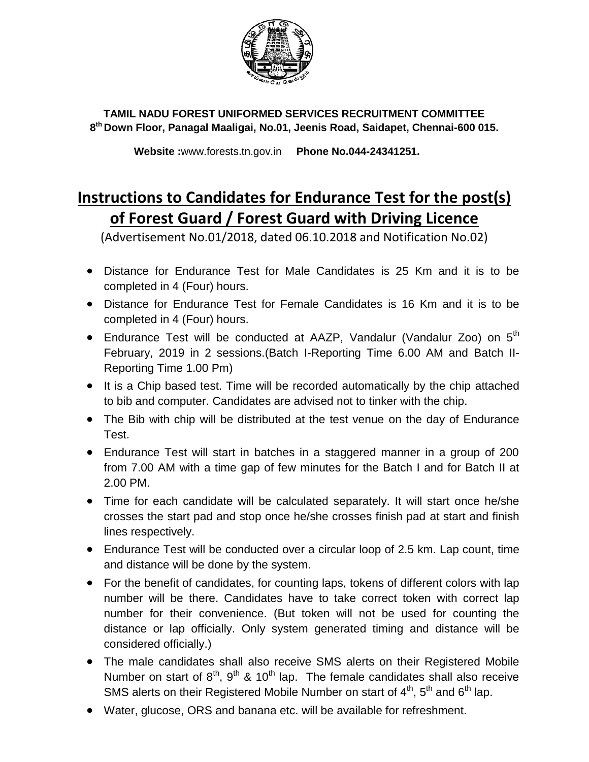**TAMIL NADU FOREST UNIFORMED SERVICES RECRUITMENT COMMITTEE**
**8th Down Floor, Panagal Maaligai, No.01, Jeenis Road, Saidapet, Chennai-600 015.**

**Website :**www.forests.tn.gov.in **Phone No.044-24341251.**

# Instructions to Candidates for Endurance Test for the post(s) of Forest Guard / Forest Guard with Driving Licence

(Advertisement No.01/2018, dated 06.10.2018 and Notification No.02)

- Distance for Endurance Test for Male Candidates is 25 Km and it is to be completed in 4 (Four) hours.
- Distance for Endurance Test for Female Candidates is 16 Km and it is to be completed in 4 (Four) hours.
- Endurance Test will be conducted at AAZP, Vandalur (Vandalur Zoo) on 5th February, 2019 in 2 sessions.(Batch I-Reporting Time 6.00 AM and Batch II-Reporting Time 1.00 Pm)
- It is a Chip based test. Time will be recorded automatically by the chip attached to bib and computer. Candidates are advised not to tinker with the chip.
- The Bib with chip will be distributed at the test venue on the day of Endurance Test.
- Endurance Test will start in batches in a staggered manner in a group of 200 from 7.00 AM with a time gap of few minutes for the Batch I and for Batch II at 2.00 PM.
- Time for each candidate will be calculated separately. It will start once he/she crosses the start pad and stop once he/she crosses finish pad at start and finish lines respectively.
- Endurance Test will be conducted over a circular loop of 2.5 km. Lap count, time and distance will be done by the system.
- For the benefit of candidates, for counting laps, tokens of different colors with lap number will be there. Candidates have to take correct token with correct lap number for their convenience. (But token will not be used for counting the distance or lap officially. Only system generated timing and distance will be considered officially.)
- The male candidates shall also receive SMS alerts on their Registered Mobile Number on start of 8th, 9th & 10th lap. The female candidates shall also receive SMS alerts on their Registered Mobile Number on start of 4th, 5th and 6th lap.
- Water, glucose, ORS and banana etc. will be available for refreshment.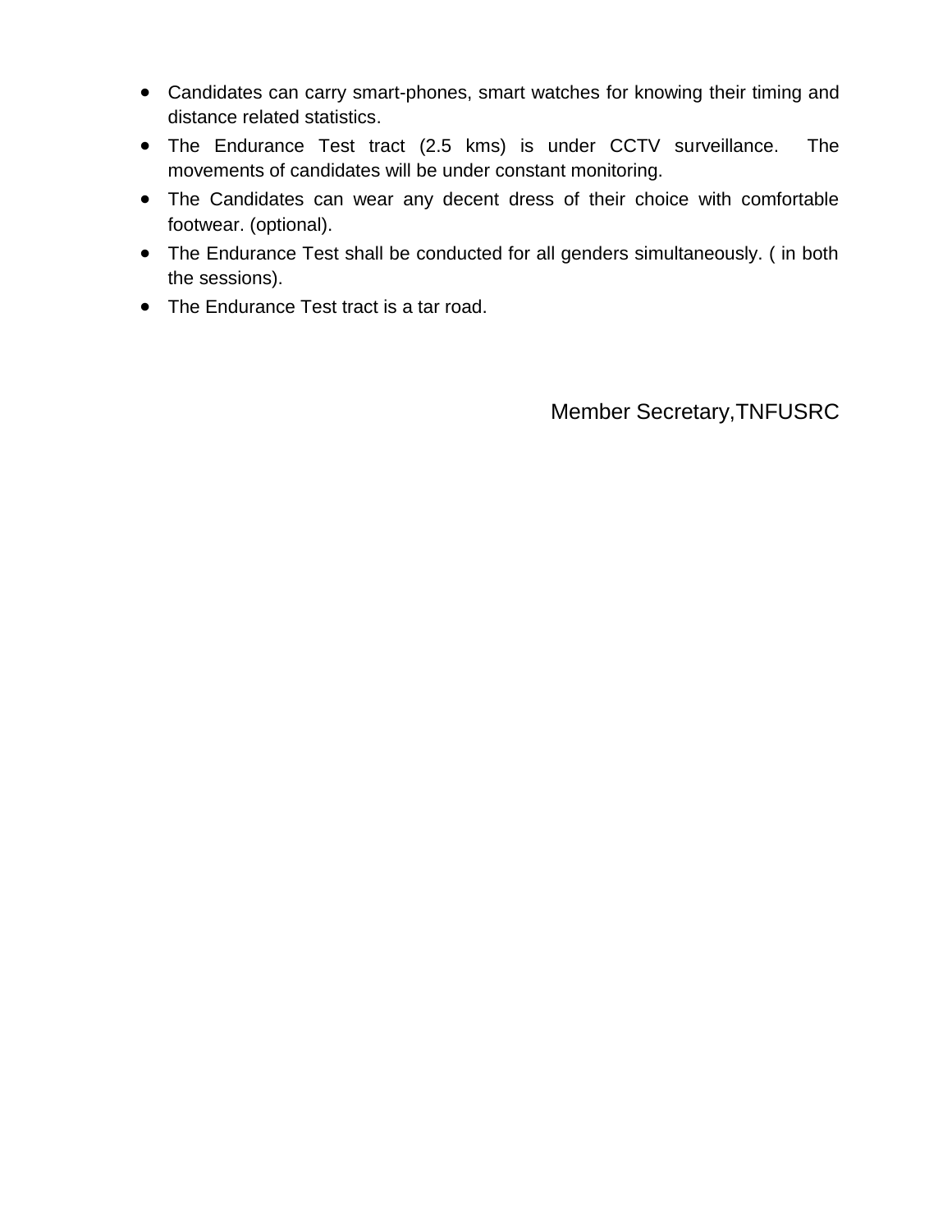- Candidates can carry smart-phones, smart watches for knowing their timing and distance related statistics.
- The Endurance Test tract (2.5 kms) is under CCTV surveillance. The movements of candidates will be under constant monitoring.
- The Candidates can wear any decent dress of their choice with comfortable footwear. (optional).
- The Endurance Test shall be conducted for all genders simultaneously. ( in both the sessions).
- The Endurance Test tract is a tar road.

Member Secretary,TNFUSRC